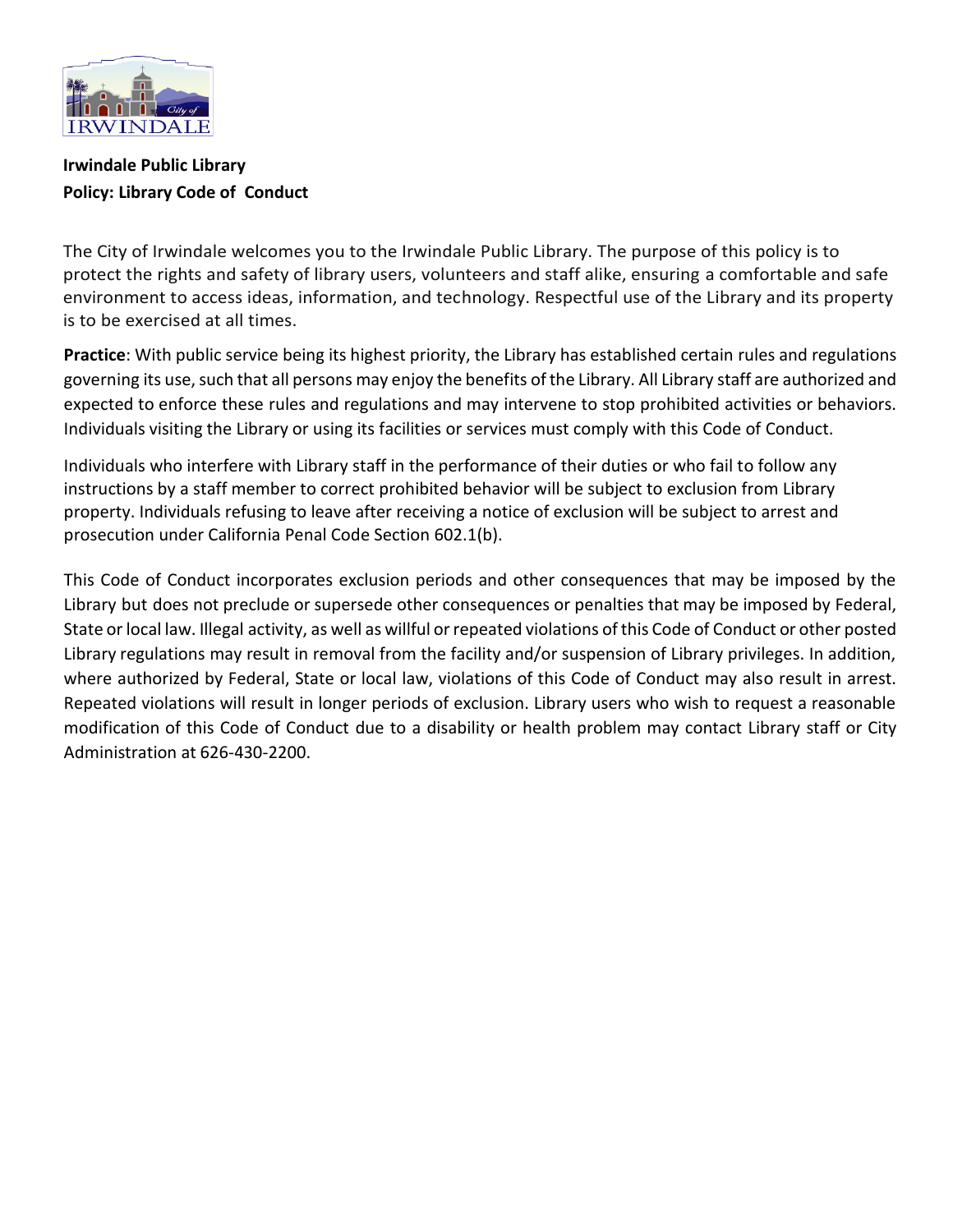**Irwindale Public Library**
**Policy: Library Code of Conduct**

The City of Irwindale welcomes you to the Irwindale Public Library. The purpose of this policy is to protect the rights and safety of library users, volunteers and staff alike, ensuring a comfortable and safe environment to access ideas, information, and technology. Respectful use of the Library and its property is to be exercised at all times.

**Practice**: With public service being its highest priority, the Library has established certain rules and regulations governing its use, such that all persons may enjoy the benefits of the Library. All Library staff are authorized and expected to enforce these rules and regulations and may intervene to stop prohibited activities or behaviors. Individuals visiting the Library or using its facilities or services must comply with this Code of Conduct.

Individuals who interfere with Library staff in the performance of their duties or who fail to follow any instructions by a staff member to correct prohibited behavior will be subject to exclusion from Library property. Individuals refusing to leave after receiving a notice of exclusion will be subject to arrest and prosecution under California Penal Code Section 602.1(b).

This Code of Conduct incorporates exclusion periods and other consequences that may be imposed by the Library but does not preclude or supersede other consequences or penalties that may be imposed by Federal, State or local law. Illegal activity, as well as willful or repeated violations of this Code of Conduct or other posted Library regulations may result in removal from the facility and/or suspension of Library privileges. In addition, where authorized by Federal, State or local law, violations of this Code of Conduct may also result in arrest. Repeated violations will result in longer periods of exclusion. Library users who wish to request a reasonable modification of this Code of Conduct due to a disability or health problem may contact Library staff or City Administration at 626-430-2200.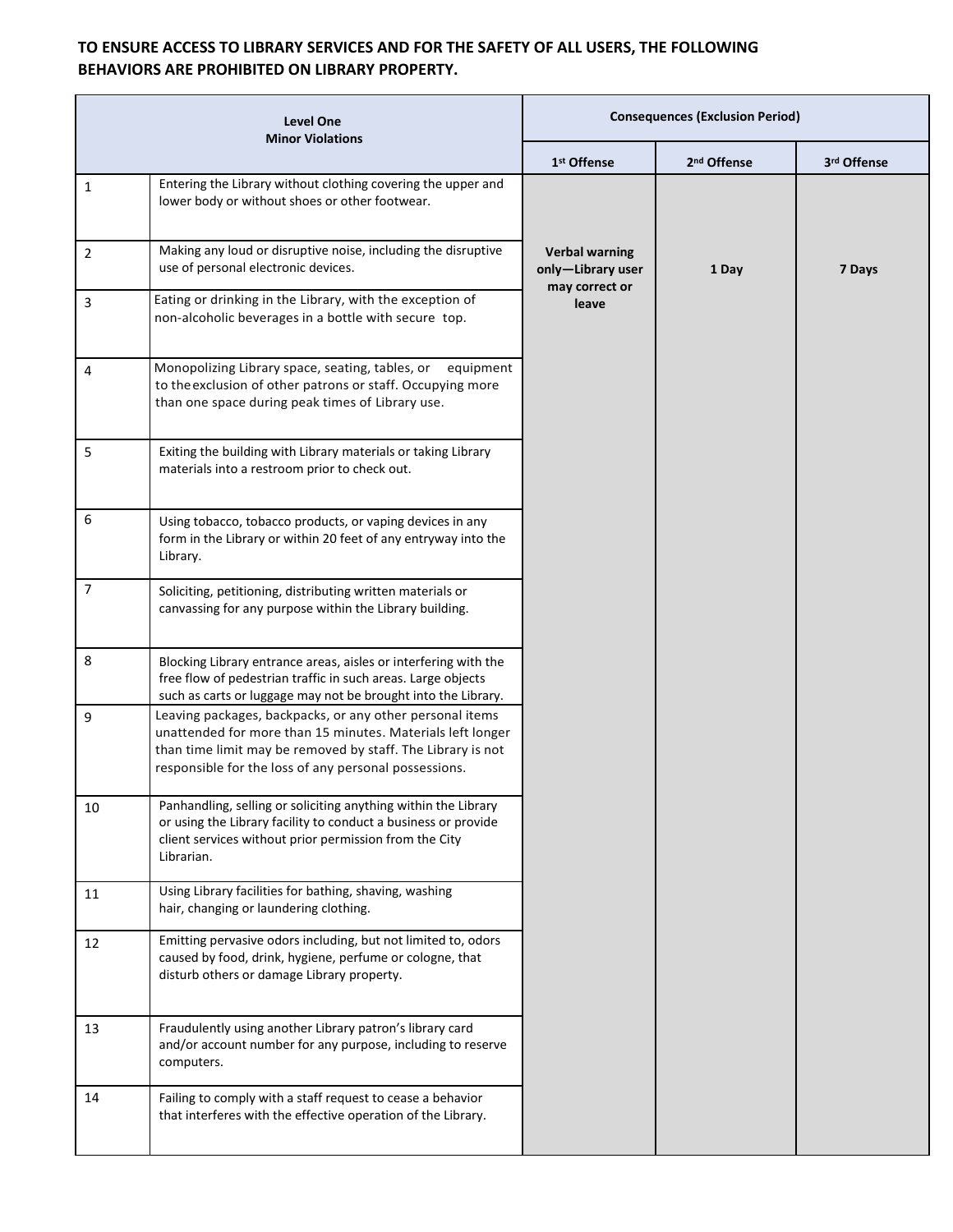**TO ENSURE ACCESS TO LIBRARY SERVICES AND FOR THE SAFETY OF ALL USERS, THE FOLLOWING BEHAVIORS ARE PROHIBITED ON LIBRARY PROPERTY.**

| Level One Minor Violations | | Consequences (Exclusion Period) | | |
|---|---|---|---|---|
| | | 1st Offense | 2nd Offense | 3rd Offense |
| 1 | Entering the Library without clothing covering the upper and lower body or without shoes or other footwear. | **Verbal warning only—Library user may correct or leave** | **1 Day** | **7 Days** |
| 2 | Making any loud or disruptive noise, including the disruptive use of personal electronic devices. | | | |
| 3 | Eating or drinking in the Library, with the exception of non-alcoholic beverages in a bottle with secure top. | | | |
| 4 | Monopolizing Library space, seating, tables, or equipment to the exclusion of other patrons or staff. Occupying more than one space during peak times of Library use. | | | |
| 5 | Exiting the building with Library materials or taking Library materials into a restroom prior to check out. | | | |
| 6 | Using tobacco, tobacco products, or vaping devices in any form in the Library or within 20 feet of any entryway into the Library. | | | |
| 7 | Soliciting, petitioning, distributing written materials or canvassing for any purpose within the Library building. | | | |
| 8 | Blocking Library entrance areas, aisles or interfering with the free flow of pedestrian traffic in such areas. Large objects such as carts or luggage may not be brought into the Library. | | | |
| 9 | Leaving packages, backpacks, or any other personal items unattended for more than 15 minutes. Materials left longer than time limit may be removed by staff. The Library is not responsible for the loss of any personal possessions. | | | |
| 10 | Panhandling, selling or soliciting anything within the Library or using the Library facility to conduct a business or provide client services without prior permission from the City Librarian. | | | |
| 11 | Using Library facilities for bathing, shaving, washing hair, changing or laundering clothing. | | | |
| 12 | Emitting pervasive odors including, but not limited to, odors caused by food, drink, hygiene, perfume or cologne, that disturb others or damage Library property. | | | |
| 13 | Fraudulently using another Library patron's library card and/or account number for any purpose, including to reserve computers. | | | |
| 14 | Failing to comply with a staff request to cease a behavior that interferes with the effective operation of the Library. | | | |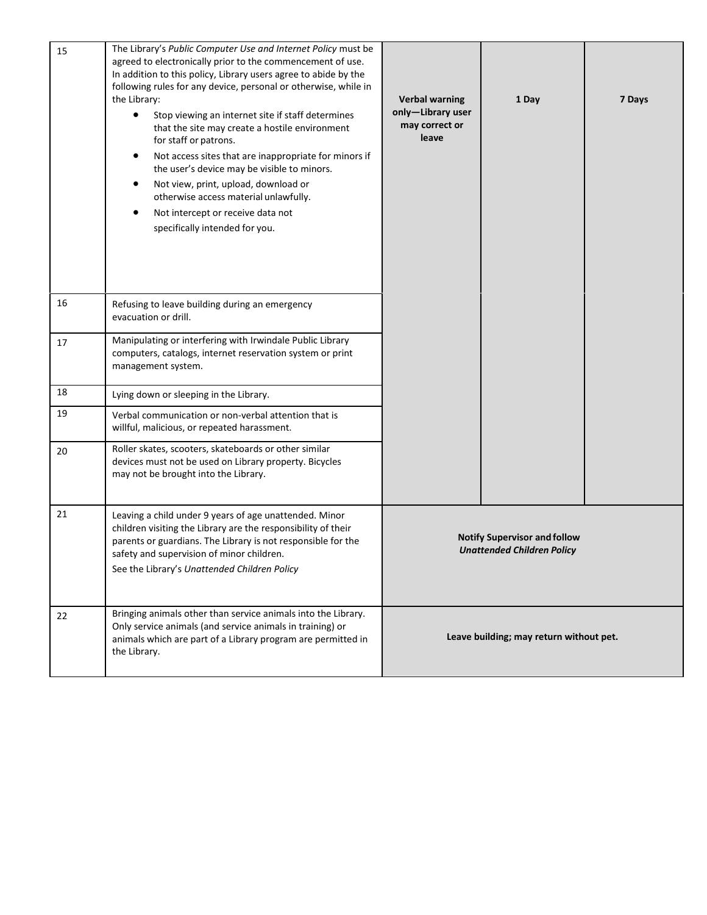| 15 | The Library's *Public Computer Use and Internet Policy* must be agreed to electronically prior to the commencement of use. In addition to this policy, Library users agree to abide by the following rules for any device, personal or otherwise, while in the Library:<br>• Stop viewing an internet site if staff determines that the site may create a hostile environment for staff or patrons.<br>• Not access sites that are inappropriate for minors if the user's device may be visible to minors.<br>• Not view, print, upload, download or otherwise access material unlawfully.<br>• Not intercept or receive data not specifically intended for you. | **Verbal warning only—Library user may correct or leave** | **1 Day** | **7 Days** |
|---|---|---|---|---|
| 16 | Refusing to leave building during an emergency evacuation or drill. | | | |
| 17 | Manipulating or interfering with Irwindale Public Library computers, catalogs, internet reservation system or print management system. | | | |
| 18 | Lying down or sleeping in the Library. | | | |
| 19 | Verbal communication or non-verbal attention that is willful, malicious, or repeated harassment. | | | |
| 20 | Roller skates, scooters, skateboards or other similar devices must not be used on Library property. Bicycles may not be brought into the Library. | | | |
| 21 | Leaving a child under 9 years of age unattended. Minor children visiting the Library are the responsibility of their parents or guardians. The Library is not responsible for the safety and supervision of minor children.<br>See the Library's *Unattended Children Policy* | **Notify Supervisor and follow *Unattended Children Policy*** | | |
| 22 | Bringing animals other than service animals into the Library. Only service animals (and service animals in training) or animals which are part of a Library program are permitted in the Library. | **Leave building; may return without pet.** | | |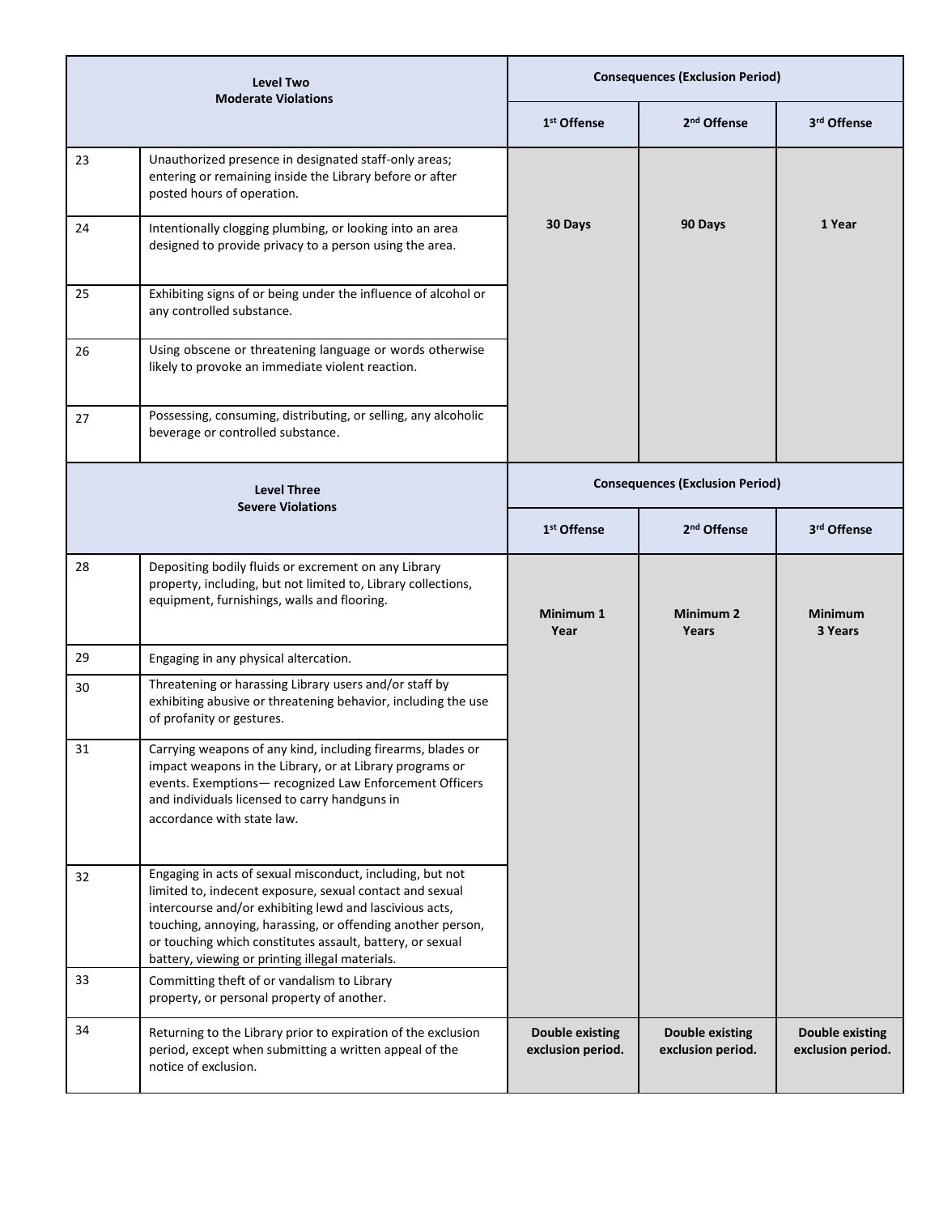| Level Two<br>Moderate Violations | | Consequences (Exclusion Period) | | |
|---|---|---|---|---|
| | | 1st Offense | 2nd Offense | 3rd Offense |
| 23 | Unauthorized presence in designated staff-only areas; entering or remaining inside the Library before or after posted hours of operation. | **30 Days** | **90 Days** | **1 Year** |
| 24 | Intentionally clogging plumbing, or looking into an area designed to provide privacy to a person using the area. | | | |
| 25 | Exhibiting signs of or being under the influence of alcohol or any controlled substance. | | | |
| 26 | Using obscene or threatening language or words otherwise likely to provoke an immediate violent reaction. | | | |
| 27 | Possessing, consuming, distributing, or selling, any alcoholic beverage or controlled substance. | | | |

| Level Three<br>Severe Violations | | Consequences (Exclusion Period) | | |
|---|---|---|---|---|
| | | 1st Offense | 2nd Offense | 3rd Offense |
| 28 | Depositing bodily fluids or excrement on any Library property, including, but not limited to, Library collections, equipment, furnishings, walls and flooring. | **Minimum 1 Year** | **Minimum 2 Years** | **Minimum 3 Years** |
| 29 | Engaging in any physical altercation. | | | |
| 30 | Threatening or harassing Library users and/or staff by exhibiting abusive or threatening behavior, including the use of profanity or gestures. | | | |
| 31 | Carrying weapons of any kind, including firearms, blades or impact weapons in the Library, or at Library programs or events. Exemptions— recognized Law Enforcement Officers and individuals licensed to carry handguns in accordance with state law. | | | |
| 32 | Engaging in acts of sexual misconduct, including, but not limited to, indecent exposure, sexual contact and sexual intercourse and/or exhibiting lewd and lascivious acts, touching, annoying, harassing, or offending another person, or touching which constitutes assault, battery, or sexual battery, viewing or printing illegal materials. | | | |
| 33 | Committing theft of or vandalism to Library property, or personal property of another. | | | |
| 34 | Returning to the Library prior to expiration of the exclusion period, except when submitting a written appeal of the notice of exclusion. | **Double existing exclusion period.** | **Double existing exclusion period.** | **Double existing exclusion period.** |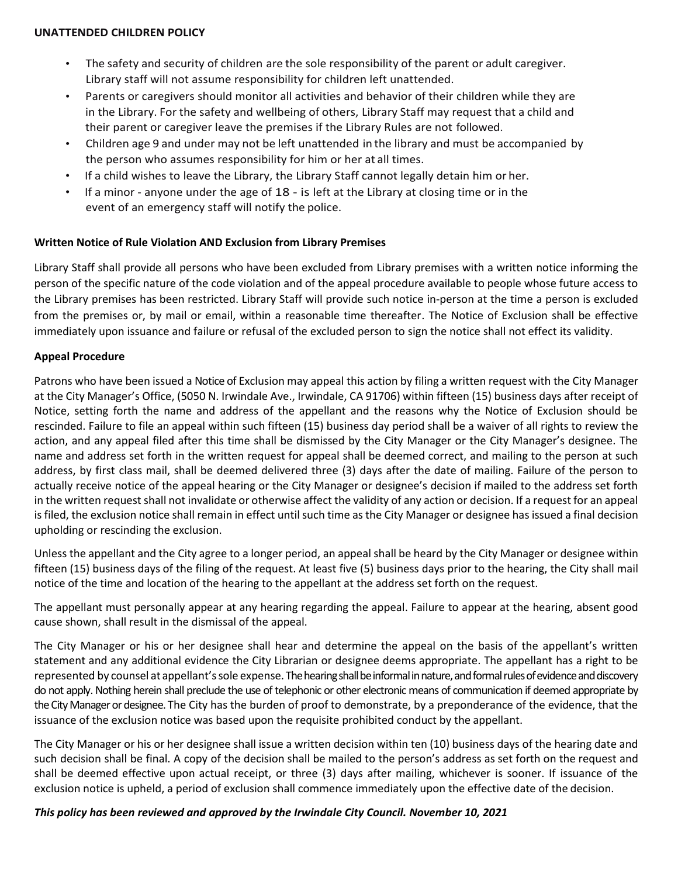**UNATTENDED CHILDREN POLICY**

- The safety and security of children are the sole responsibility of the parent or adult caregiver. Library staff will not assume responsibility for children left unattended.
- Parents or caregivers should monitor all activities and behavior of their children while they are in the Library. For the safety and wellbeing of others, Library Staff may request that a child and their parent or caregiver leave the premises if the Library Rules are not followed.
- Children age 9 and under may not be left unattended in the library and must be accompanied by the person who assumes responsibility for him or her at all times.
- If a child wishes to leave the Library, the Library Staff cannot legally detain him or her.
- If a minor - anyone under the age of 18 - is left at the Library at closing time or in the event of an emergency staff will notify the police.

**Written Notice of Rule Violation AND Exclusion from Library Premises**

Library Staff shall provide all persons who have been excluded from Library premises with a written notice informing the person of the specific nature of the code violation and of the appeal procedure available to people whose future access to the Library premises has been restricted. Library Staff will provide such notice in-person at the time a person is excluded from the premises or, by mail or email, within a reasonable time thereafter. The Notice of Exclusion shall be effective immediately upon issuance and failure or refusal of the excluded person to sign the notice shall not effect its validity.

**Appeal Procedure**

Patrons who have been issued a Notice of Exclusion may appeal this action by filing a written request with the City Manager at the City Manager's Office, (5050 N. Irwindale Ave., Irwindale, CA 91706) within fifteen (15) business days after receipt of Notice, setting forth the name and address of the appellant and the reasons why the Notice of Exclusion should be rescinded. Failure to file an appeal within such fifteen (15) business day period shall be a waiver of all rights to review the action, and any appeal filed after this time shall be dismissed by the City Manager or the City Manager's designee. The name and address set forth in the written request for appeal shall be deemed correct, and mailing to the person at such address, by first class mail, shall be deemed delivered three (3) days after the date of mailing. Failure of the person to actually receive notice of the appeal hearing or the City Manager or designee's decision if mailed to the address set forth in the written request shall not invalidate or otherwise affect the validity of any action or decision. If a request for an appeal is filed, the exclusion notice shall remain in effect until such time as the City Manager or designee has issued a final decision upholding or rescinding the exclusion.

Unless the appellant and the City agree to a longer period, an appeal shall be heard by the City Manager or designee within fifteen (15) business days of the filing of the request. At least five (5) business days prior to the hearing, the City shall mail notice of the time and location of the hearing to the appellant at the address set forth on the request.

The appellant must personally appear at any hearing regarding the appeal. Failure to appear at the hearing, absent good cause shown, shall result in the dismissal of the appeal.

The City Manager or his or her designee shall hear and determine the appeal on the basis of the appellant's written statement and any additional evidence the City Librarian or designee deems appropriate. The appellant has a right to be represented by counsel at appellant's sole expense. The hearing shall be informal in nature, and formal rules of evidence and discovery do not apply. Nothing herein shall preclude the use of telephonic or other electronic means of communication if deemed appropriate by the City Manager or designee. The City has the burden of proof to demonstrate, by a preponderance of the evidence, that the issuance of the exclusion notice was based upon the requisite prohibited conduct by the appellant.

The City Manager or his or her designee shall issue a written decision within ten (10) business days of the hearing date and such decision shall be final. A copy of the decision shall be mailed to the person's address as set forth on the request and shall be deemed effective upon actual receipt, or three (3) days after mailing, whichever is sooner. If issuance of the exclusion notice is upheld, a period of exclusion shall commence immediately upon the effective date of the decision.

***This policy has been reviewed and approved by the Irwindale City Council. November 10, 2021***